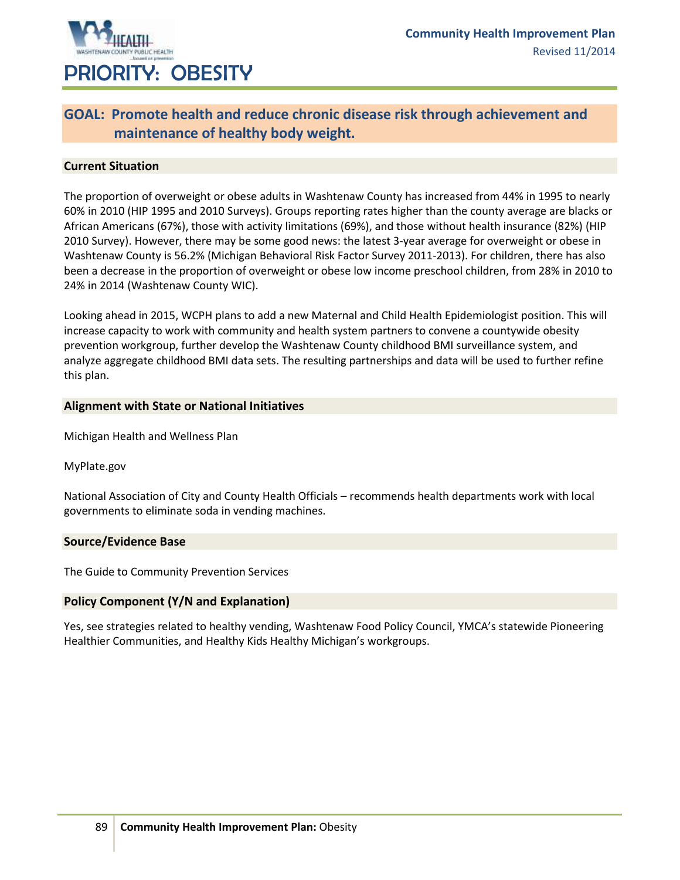# PRIORITY: OBESITY

## GOAL: Promote health and reduce chronic disease risk through achievement and maintenance of healthy body weight.

### Current Situation

The proportion of overweight or obese adults in Washtenaw County has increased from 44% in 1995 to nearly 60% in 2010 (HIP 1995 and 2010 Surveys). Groups reporting rates higher than the county average are blacks or African Americans (67%), those with activity limitations (69%), and those without health insurance (82%) (HIP 2010 Survey). However, there may be some good news: the latest 3-year average for overweight or obese in Washtenaw County is 56.2% (Michigan Behavioral Risk Factor Survey 2011-2013). For children, there has also been a decrease in the proportion of overweight or obese low income preschool children, from 28% in 2010 to 24% in 2014 (Washtenaw County WIC).

Looking ahead in 2015, WCPH plans to add a new Maternal and Child Health Epidemiologist position. This will increase capacity to work with community and health system partners to convene a countywide obesity prevention workgroup, further develop the Washtenaw County childhood BMI surveillance system, and analyze aggregate childhood BMI data sets. The resulting partnerships and data will be used to further refine this plan.

### Alignment with State or National Initiatives

Michigan Health and Wellness Plan

MyPlate.gov

National Association of City and County Health Officials – recommends health departments work with local governments to eliminate soda in vending machines.

### Source/Evidence Base

The Guide to Community Prevention Services

### Policy Component (Y/N and Explanation)

Yes, see strategies related to healthy vending, Washtenaw Food Policy Council, YMCA's statewide Pioneering Healthier Communities, and Healthy Kids Healthy Michigan's workgroups.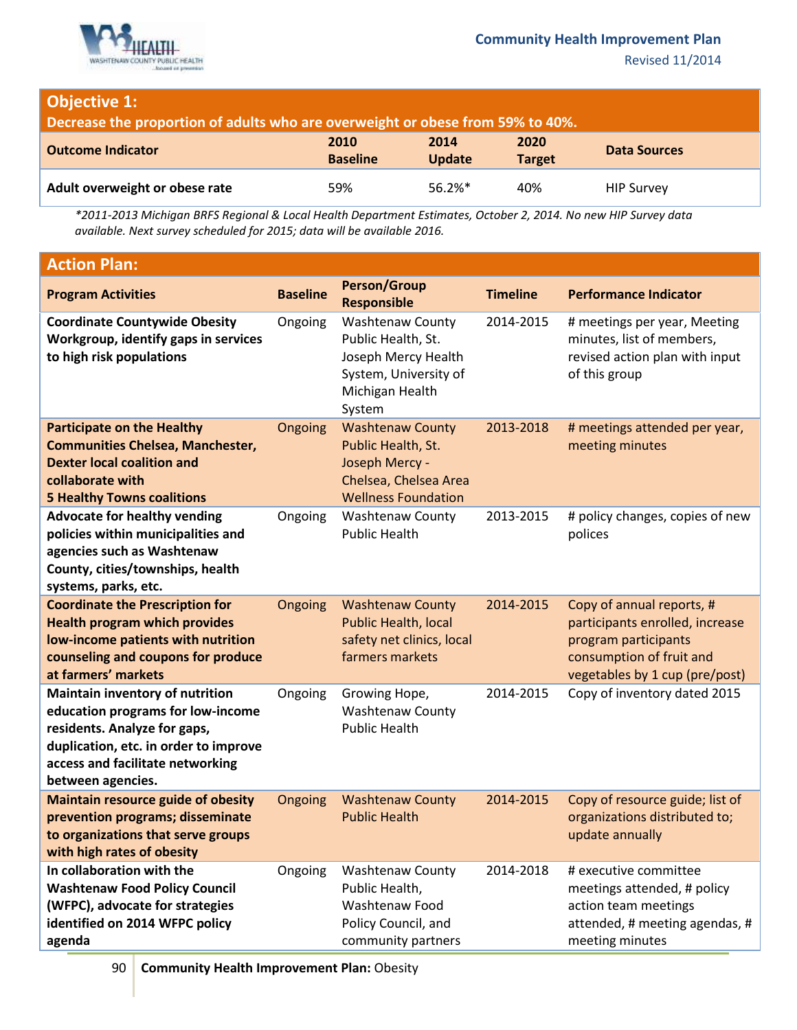## Objective 1:

**Decrease the proportion of adults who are overweight or obese from 59% to 40%.**

| Outcome Indicator | 2010 Baseline | 2014 Update | 2020 Target | Data Sources |
|---|---|---|---|---|
| **Adult overweight or obese rate** | 59% | 56.2%* | 40% | HIP Survey |

*\*2011-2013 Michigan BRFS Regional & Local Health Department Estimates, October 2, 2014. No new HIP Survey data available. Next survey scheduled for 2015; data will be available 2016.*

## Action Plan:

| Program Activities | Baseline | Person/Group Responsible | Timeline | Performance Indicator |
|---|---|---|---|---|
| **Coordinate Countywide Obesity Workgroup, identify gaps in services to high risk populations** | Ongoing | Washtenaw County Public Health, St. Joseph Mercy Health System, University of Michigan Health System | 2014-2015 | # meetings per year, Meeting minutes, list of members, revised action plan with input of this group |
| **Participate on the Healthy Communities Chelsea, Manchester, Dexter local coalition and collaborate with 5 Healthy Towns coalitions** | Ongoing | Washtenaw County Public Health, St. Joseph Mercy - Chelsea, Chelsea Area Wellness Foundation | 2013-2018 | # meetings attended per year, meeting minutes |
| **Advocate for healthy vending policies within municipalities and agencies such as Washtenaw County, cities/townships, health systems, parks, etc.** | Ongoing | Washtenaw County Public Health | 2013-2015 | # policy changes, copies of new polices |
| **Coordinate the Prescription for Health program which provides low-income patients with nutrition counseling and coupons for produce at farmers' markets** | Ongoing | Washtenaw County Public Health, local safety net clinics, local farmers markets | 2014-2015 | Copy of annual reports, # participants enrolled, increase program participants consumption of fruit and vegetables by 1 cup (pre/post) |
| **Maintain inventory of nutrition education programs for low-income residents. Analyze for gaps, duplication, etc. in order to improve access and facilitate networking between agencies.** | Ongoing | Growing Hope, Washtenaw County Public Health | 2014-2015 | Copy of inventory dated 2015 |
| **Maintain resource guide of obesity prevention programs; disseminate to organizations that serve groups with high rates of obesity** | Ongoing | Washtenaw County Public Health | 2014-2015 | Copy of resource guide; list of organizations distributed to; update annually |
| **In collaboration with the Washtenaw Food Policy Council (WFPC), advocate for strategies identified on 2014 WFPC policy agenda** | Ongoing | Washtenaw County Public Health, Washtenaw Food Policy Council, and community partners | 2014-2018 | # executive committee meetings attended, # policy action team meetings attended, # meeting agendas, # meeting minutes |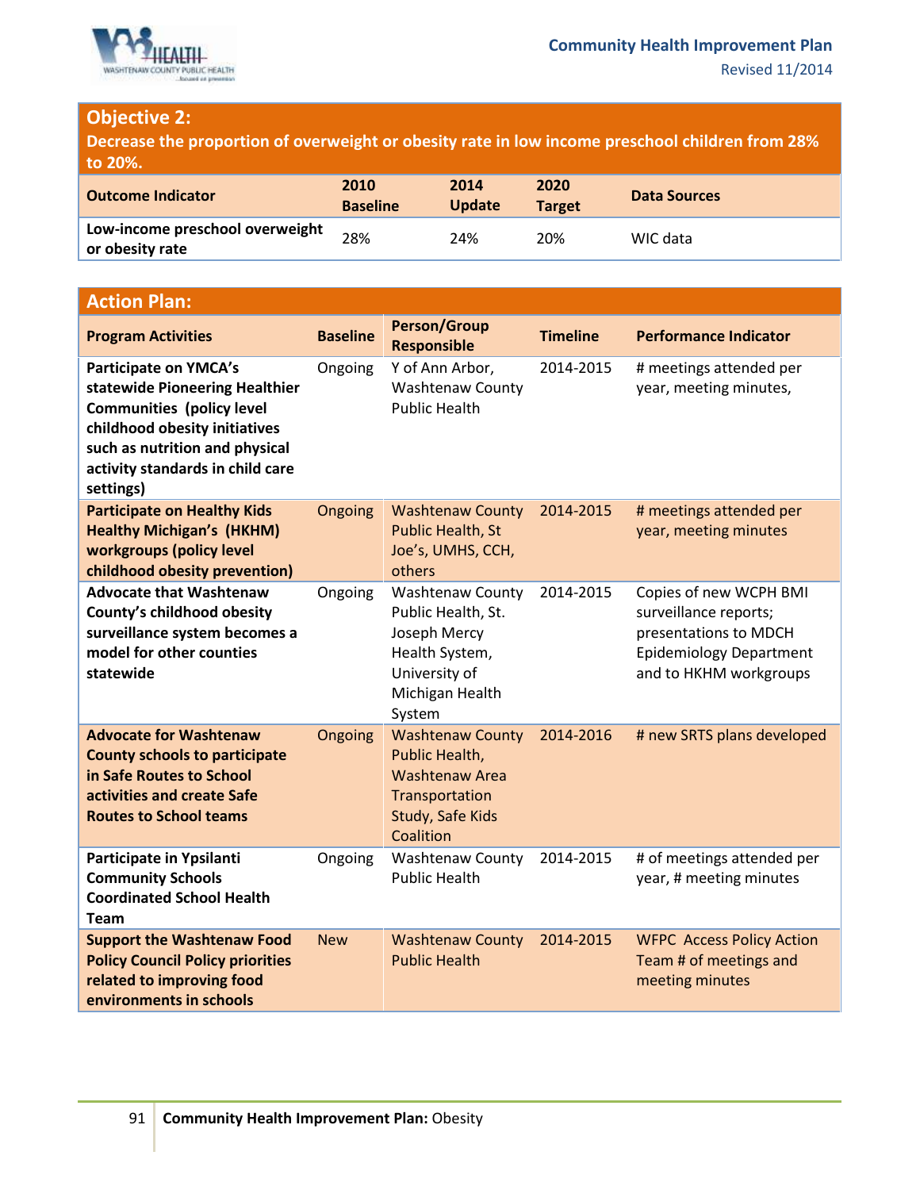## Objective 2:

**Decrease the proportion of overweight or obesity rate in low income preschool children from 28% to 20%.**

| Outcome Indicator | 2010 Baseline | 2014 Update | 2020 Target | Data Sources |
|---|---|---|---|---|
| **Low-income preschool overweight or obesity rate** | 28% | 24% | 20% | WIC data |

## Action Plan:

| Program Activities | Baseline | Person/Group Responsible | Timeline | Performance Indicator |
|---|---|---|---|---|
| **Participate on YMCA's statewide Pioneering Healthier Communities (policy level childhood obesity initiatives such as nutrition and physical activity standards in child care settings)** | Ongoing | Y of Ann Arbor, Washtenaw County Public Health | 2014-2015 | # meetings attended per year, meeting minutes, |
| **Participate on Healthy Kids Healthy Michigan's (HKHM) workgroups (policy level childhood obesity prevention)** | Ongoing | Washtenaw County Public Health, St Joe's, UMHS, CCH, others | 2014-2015 | # meetings attended per year, meeting minutes |
| **Advocate that Washtenaw County's childhood obesity surveillance system becomes a model for other counties statewide** | Ongoing | Washtenaw County Public Health, St. Joseph Mercy Health System, University of Michigan Health System | 2014-2015 | Copies of new WCPH BMI surveillance reports; presentations to MDCH Epidemiology Department and to HKHM workgroups |
| **Advocate for Washtenaw County schools to participate in Safe Routes to School activities and create Safe Routes to School teams** | Ongoing | Washtenaw County Public Health, Washtenaw Area Transportation Study, Safe Kids Coalition | 2014-2016 | # new SRTS plans developed |
| **Participate in Ypsilanti Community Schools Coordinated School Health Team** | Ongoing | Washtenaw County Public Health | 2014-2015 | # of meetings attended per year, # meeting minutes |
| **Support the Washtenaw Food Policy Council Policy priorities related to improving food environments in schools** | New | Washtenaw County Public Health | 2014-2015 | WFPC Access Policy Action Team # of meetings and meeting minutes |